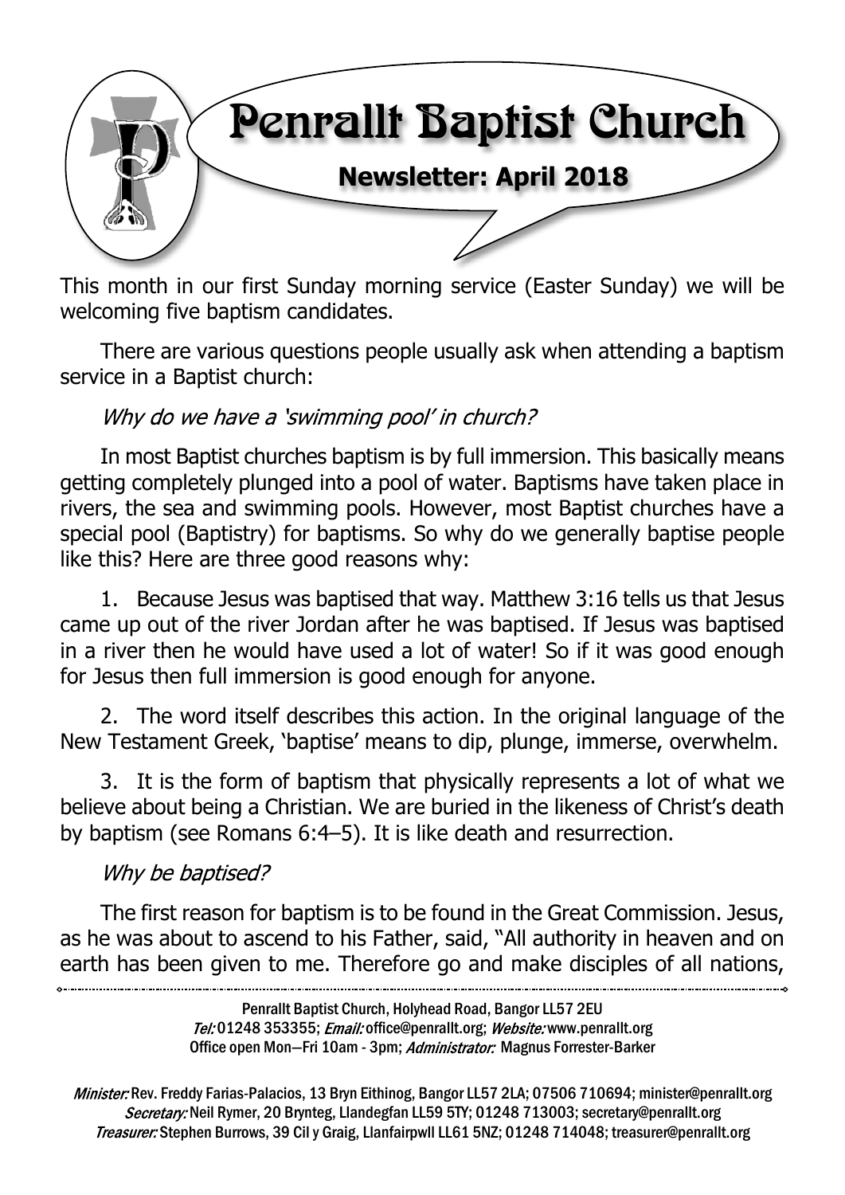# Penrallt Baptist Church

## Newsletter: April 2018

This month in our first Sunday morning service (Easter Sunday) we will be welcoming five baptism candidates.

There are various questions people usually ask when attending a baptism service in a Baptist church:

*Why do we have a 'swimming pool' in church?*

In most Baptist churches baptism is by full immersion. This basically means getting completely plunged into a pool of water. Baptisms have taken place in rivers, the sea and swimming pools. However, most Baptist churches have a special pool (Baptistry) for baptisms. So why do we generally baptise people like this? Here are three good reasons why:

1. Because Jesus was baptised that way. Matthew 3:16 tells us that Jesus came up out of the river Jordan after he was baptised. If Jesus was baptised in a river then he would have used a lot of water! So if it was good enough for Jesus then full immersion is good enough for anyone.

2. The word itself describes this action. In the original language of the New Testament Greek, 'baptise' means to dip, plunge, immerse, overwhelm.

3. It is the form of baptism that physically represents a lot of what we believe about being a Christian. We are buried in the likeness of Christ's death by baptism (see Romans 6:4–5). It is like death and resurrection.

*Why be baptised?*

The first reason for baptism is to be found in the Great Commission. Jesus, as he was about to ascend to his Father, said, "All authority in heaven and on earth has been given to me. Therefore go and make disciples of all nations,

---

Penrallt Baptist Church, Holyhead Road, Bangor LL57 2EU
*Tel:* 01248 353355; *Email:* office@penrallt.org; *Website:* www.penrallt.org
Office open Mon—Fri 10am - 3pm; *Administrator:* Magnus Forrester-Barker

*Minister:* Rev. Freddy Farias-Palacios, 13 Bryn Eithinog, Bangor LL57 2LA; 07506 710694; minister@penrallt.org
*Secretary:* Neil Rymer, 20 Brynteg, Llandegfan LL59 5TY; 01248 713003; secretary@penrallt.org
*Treasurer:* Stephen Burrows, 39 Cil y Graig, Llanfairpwll LL61 5NZ; 01248 714048; treasurer@penrallt.org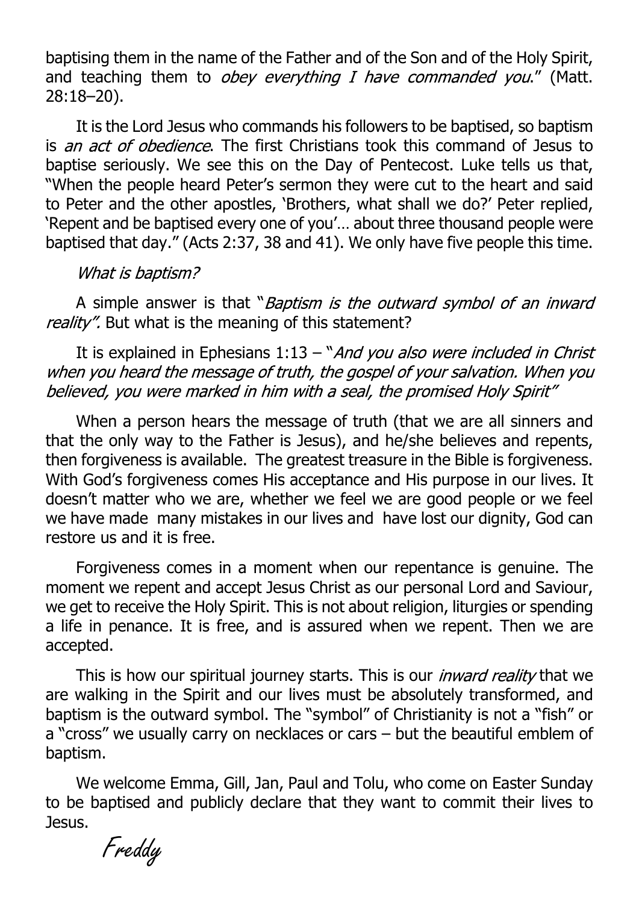baptising them in the name of the Father and of the Son and of the Holy Spirit, and teaching them to *obey everything I have commanded you*." (Matt. 28:18–20).

It is the Lord Jesus who commands his followers to be baptised, so baptism is *an act of obedience*. The first Christians took this command of Jesus to baptise seriously. We see this on the Day of Pentecost. Luke tells us that, "When the people heard Peter's sermon they were cut to the heart and said to Peter and the other apostles, 'Brothers, what shall we do?' Peter replied, 'Repent and be baptised every one of you'… about three thousand people were baptised that day." (Acts 2:37, 38 and 41). We only have five people this time.

*What is baptism?*

A simple answer is that "*Baptism is the outward symbol of an inward reality".* But what is the meaning of this statement?

It is explained in Ephesians 1:13 – "*And you also were included in Christ when you heard the message of truth, the gospel of your salvation. When you believed, you were marked in him with a seal, the promised Holy Spirit"*

When a person hears the message of truth (that we are all sinners and that the only way to the Father is Jesus), and he/she believes and repents, then forgiveness is available. The greatest treasure in the Bible is forgiveness. With God's forgiveness comes His acceptance and His purpose in our lives. It doesn't matter who we are, whether we feel we are good people or we feel we have made many mistakes in our lives and have lost our dignity, God can restore us and it is free.

Forgiveness comes in a moment when our repentance is genuine. The moment we repent and accept Jesus Christ as our personal Lord and Saviour, we get to receive the Holy Spirit. This is not about religion, liturgies or spending a life in penance. It is free, and is assured when we repent. Then we are accepted.

This is how our spiritual journey starts. This is our *inward reality* that we are walking in the Spirit and our lives must be absolutely transformed, and baptism is the outward symbol. The "symbol" of Christianity is not a "fish" or a "cross" we usually carry on necklaces or cars – but the beautiful emblem of baptism.

We welcome Emma, Gill, Jan, Paul and Tolu, who come on Easter Sunday to be baptised and publicly declare that they want to commit their lives to Jesus.

*Freddy*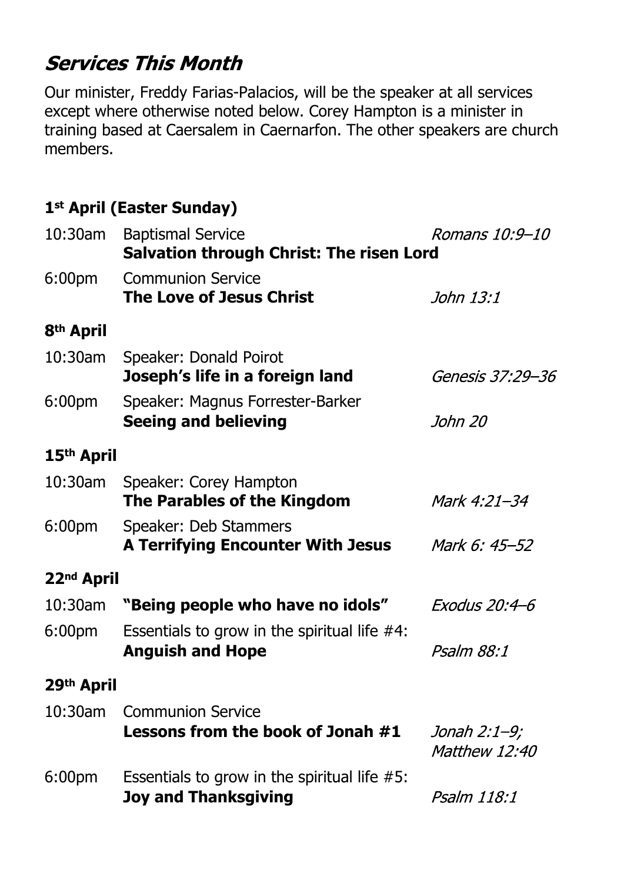## *Services This Month*

Our minister, Freddy Farias-Palacios, will be the speaker at all services except where otherwise noted below. Corey Hampton is a minister in training based at Caersalem in Caernarfon. The other speakers are church members.

### 1st April (Easter Sunday)

| | | |
|---|---|---|
| 10:30am | Baptismal Service<br>**Salvation through Christ: The risen Lord** | *Romans 10:9–10* |
| 6:00pm | Communion Service<br>**The Love of Jesus Christ** | *John 13:1* |

### 8th April

| | | |
|---|---|---|
| 10:30am | Speaker: Donald Poirot<br>**Joseph's life in a foreign land** | *Genesis 37:29–36* |
| 6:00pm | Speaker: Magnus Forrester-Barker<br>**Seeing and believing** | *John 20* |

### 15th April

| | | |
|---|---|---|
| 10:30am | Speaker: Corey Hampton<br>**The Parables of the Kingdom** | *Mark 4:21–34* |
| 6:00pm | Speaker: Deb Stammers<br>**A Terrifying Encounter With Jesus** | *Mark 6: 45–52* |

### 22nd April

| | | |
|---|---|---|
| 10:30am | **"Being people who have no idols"** | *Exodus 20:4–6* |
| 6:00pm | Essentials to grow in the spiritual life #4:<br>**Anguish and Hope** | *Psalm 88:1* |

### 29th April

| | | |
|---|---|---|
| 10:30am | Communion Service<br>**Lessons from the book of Jonah #1** | *Jonah 2:1–9; Matthew 12:40* |
| 6:00pm | Essentials to grow in the spiritual life #5:<br>**Joy and Thanksgiving** | *Psalm 118:1* |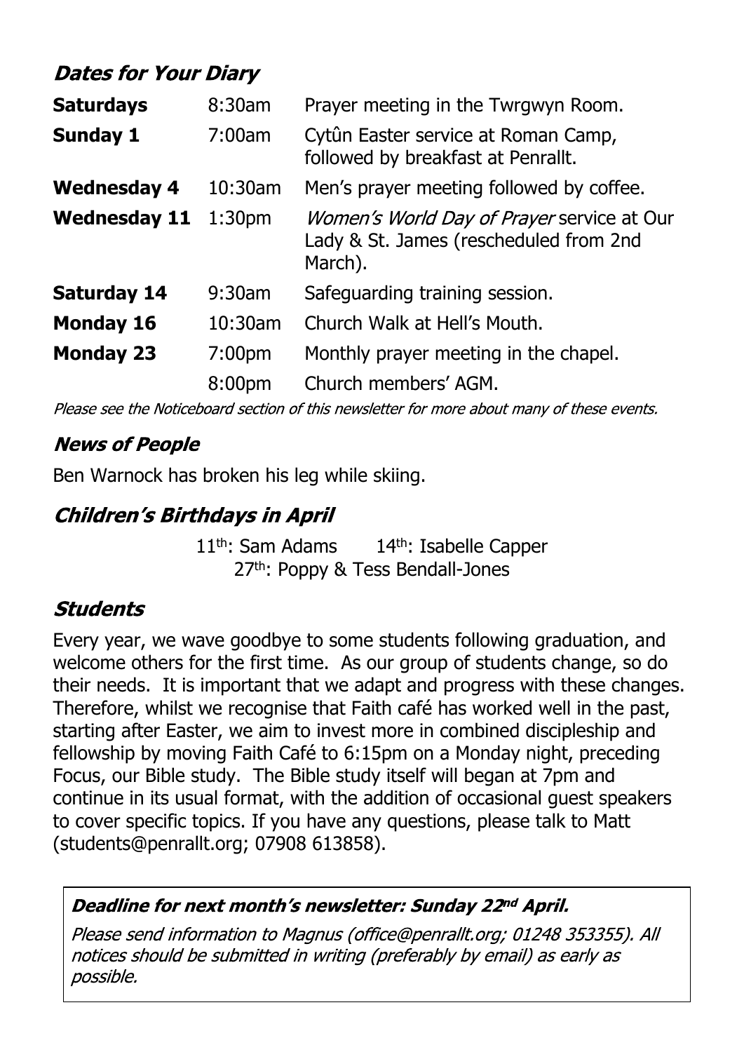## *Dates for Your Diary*

| | | |
|---|---|---|
| **Saturdays** | 8:30am | Prayer meeting in the Twrgwyn Room. |
| **Sunday 1** | 7:00am | Cytûn Easter service at Roman Camp, followed by breakfast at Penrallt. |
| **Wednesday 4** | 10:30am | Men's prayer meeting followed by coffee. |
| **Wednesday 11** | 1:30pm | *Women's World Day of Prayer* service at Our Lady & St. James (rescheduled from 2nd March). |
| **Saturday 14** | 9:30am | Safeguarding training session. |
| **Monday 16** | 10:30am | Church Walk at Hell's Mouth. |
| **Monday 23** | 7:00pm | Monthly prayer meeting in the chapel. |
| | 8:00pm | Church members' AGM. |

*Please see the Noticeboard section of this newsletter for more about many of these events.*

## *News of People*

Ben Warnock has broken his leg while skiing.

## *Children's Birthdays in April*

11th: Sam Adams   14th: Isabelle Capper
27th: Poppy & Tess Bendall-Jones

## *Students*

Every year, we wave goodbye to some students following graduation, and welcome others for the first time. As our group of students change, so do their needs. It is important that we adapt and progress with these changes. Therefore, whilst we recognise that Faith café has worked well in the past, starting after Easter, we aim to invest more in combined discipleship and fellowship by moving Faith Café to 6:15pm on a Monday night, preceding Focus, our Bible study. The Bible study itself will began at 7pm and continue in its usual format, with the addition of occasional guest speakers to cover specific topics. If you have any questions, please talk to Matt (students@penrallt.org; 07908 613858).

***Deadline for next month's newsletter: Sunday 22nd April.***

*Please send information to Magnus (office@penrallt.org; 01248 353355). All notices should be submitted in writing (preferably by email) as early as possible.*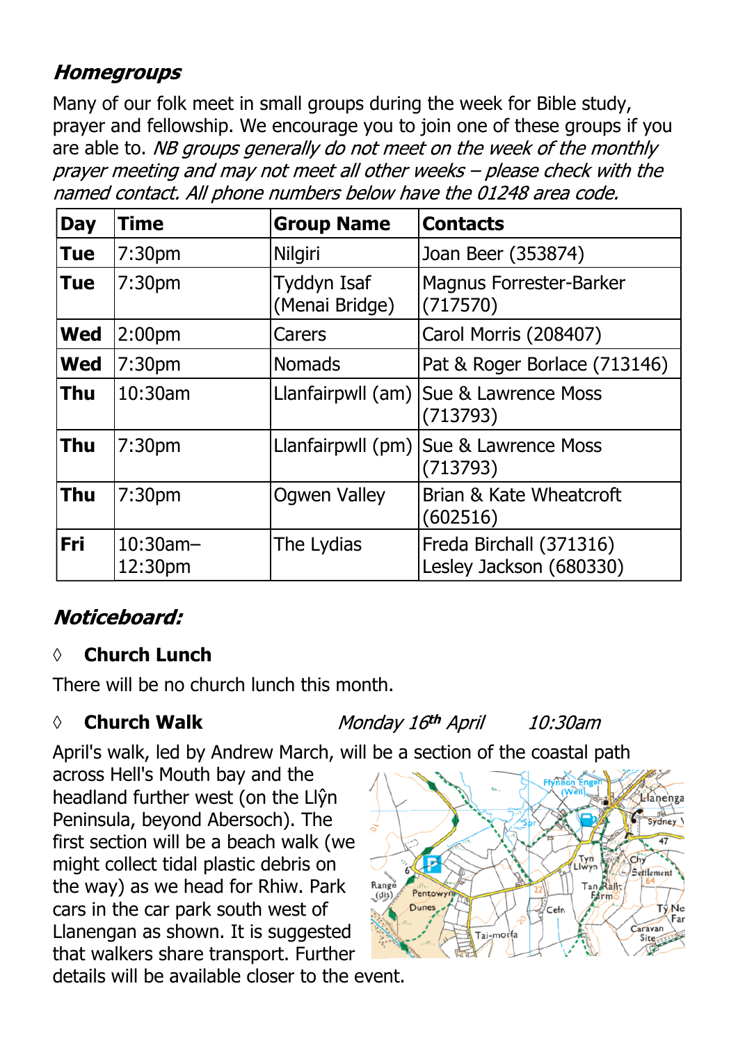## *Homegroups*

Many of our folk meet in small groups during the week for Bible study, prayer and fellowship. We encourage you to join one of these groups if you are able to. *NB groups generally do not meet on the week of the monthly prayer meeting and may not meet all other weeks – please check with the named contact. All phone numbers below have the 01248 area code.*

| Day | Time | Group Name | Contacts |
|---|---|---|---|
| **Tue** | 7:30pm | Nilgiri | Joan Beer (353874) |
| **Tue** | 7:30pm | Tyddyn Isaf (Menai Bridge) | Magnus Forrester-Barker (717570) |
| **Wed** | 2:00pm | Carers | Carol Morris (208407) |
| **Wed** | 7:30pm | Nomads | Pat & Roger Borlace (713146) |
| **Thu** | 10:30am | Llanfairpwll (am) | Sue & Lawrence Moss (713793) |
| **Thu** | 7:30pm | Llanfairpwll (pm) | Sue & Lawrence Moss (713793) |
| **Thu** | 7:30pm | Ogwen Valley | Brian & Kate Wheatcroft (602516) |
| **Fri** | 10:30am–12:30pm | The Lydias | Freda Birchall (371316) Lesley Jackson (680330) |

## *Noticeboard:*

◊ **Church Lunch**

There will be no church lunch this month.

◊ **Church Walk** *Monday 16th April 10:30am*

April's walk, led by Andrew March, will be a section of the coastal path across Hell's Mouth bay and the headland further west (on the Llŷn Peninsula, beyond Abersoch). The first section will be a beach walk (we might collect tidal plastic debris on the way) as we head for Rhiw. Park cars in the car park south west of Llanengan as shown. It is suggested that walkers share transport. Further details will be available closer to the event.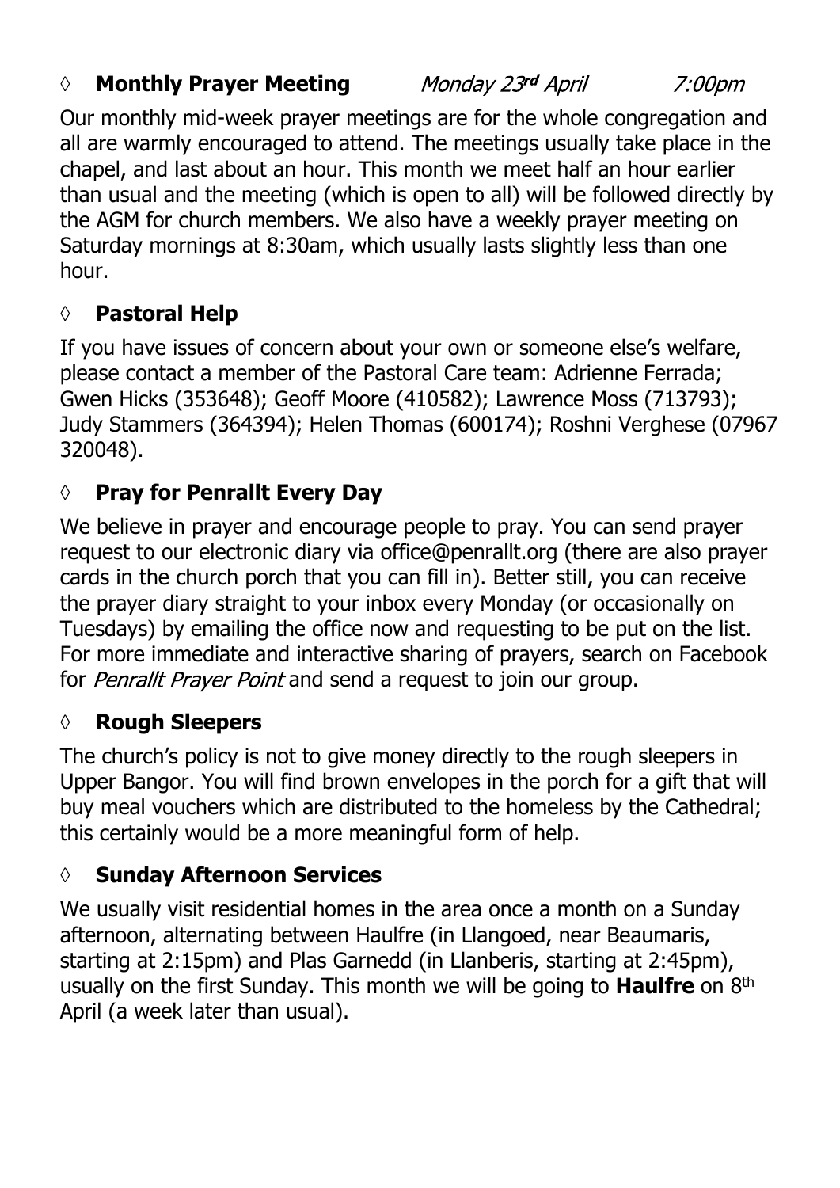### ◊ **Monthly Prayer Meeting** *Monday 23rd April* *7:00pm*

Our monthly mid-week prayer meetings are for the whole congregation and all are warmly encouraged to attend. The meetings usually take place in the chapel, and last about an hour. This month we meet half an hour earlier than usual and the meeting (which is open to all) will be followed directly by the AGM for church members. We also have a weekly prayer meeting on Saturday mornings at 8:30am, which usually lasts slightly less than one hour.

### ◊ **Pastoral Help**

If you have issues of concern about your own or someone else's welfare, please contact a member of the Pastoral Care team: Adrienne Ferrada; Gwen Hicks (353648); Geoff Moore (410582); Lawrence Moss (713793); Judy Stammers (364394); Helen Thomas (600174); Roshni Verghese (07967 320048).

### ◊ **Pray for Penrallt Every Day**

We believe in prayer and encourage people to pray. You can send prayer request to our electronic diary via office@penrallt.org (there are also prayer cards in the church porch that you can fill in). Better still, you can receive the prayer diary straight to your inbox every Monday (or occasionally on Tuesdays) by emailing the office now and requesting to be put on the list. For more immediate and interactive sharing of prayers, search on Facebook for *Penrallt Prayer Point* and send a request to join our group.

### ◊ **Rough Sleepers**

The church's policy is not to give money directly to the rough sleepers in Upper Bangor. You will find brown envelopes in the porch for a gift that will buy meal vouchers which are distributed to the homeless by the Cathedral; this certainly would be a more meaningful form of help.

### ◊ **Sunday Afternoon Services**

We usually visit residential homes in the area once a month on a Sunday afternoon, alternating between Haulfre (in Llangoed, near Beaumaris, starting at 2:15pm) and Plas Garnedd (in Llanberis, starting at 2:45pm), usually on the first Sunday. This month we will be going to **Haulfre** on 8th April (a week later than usual).